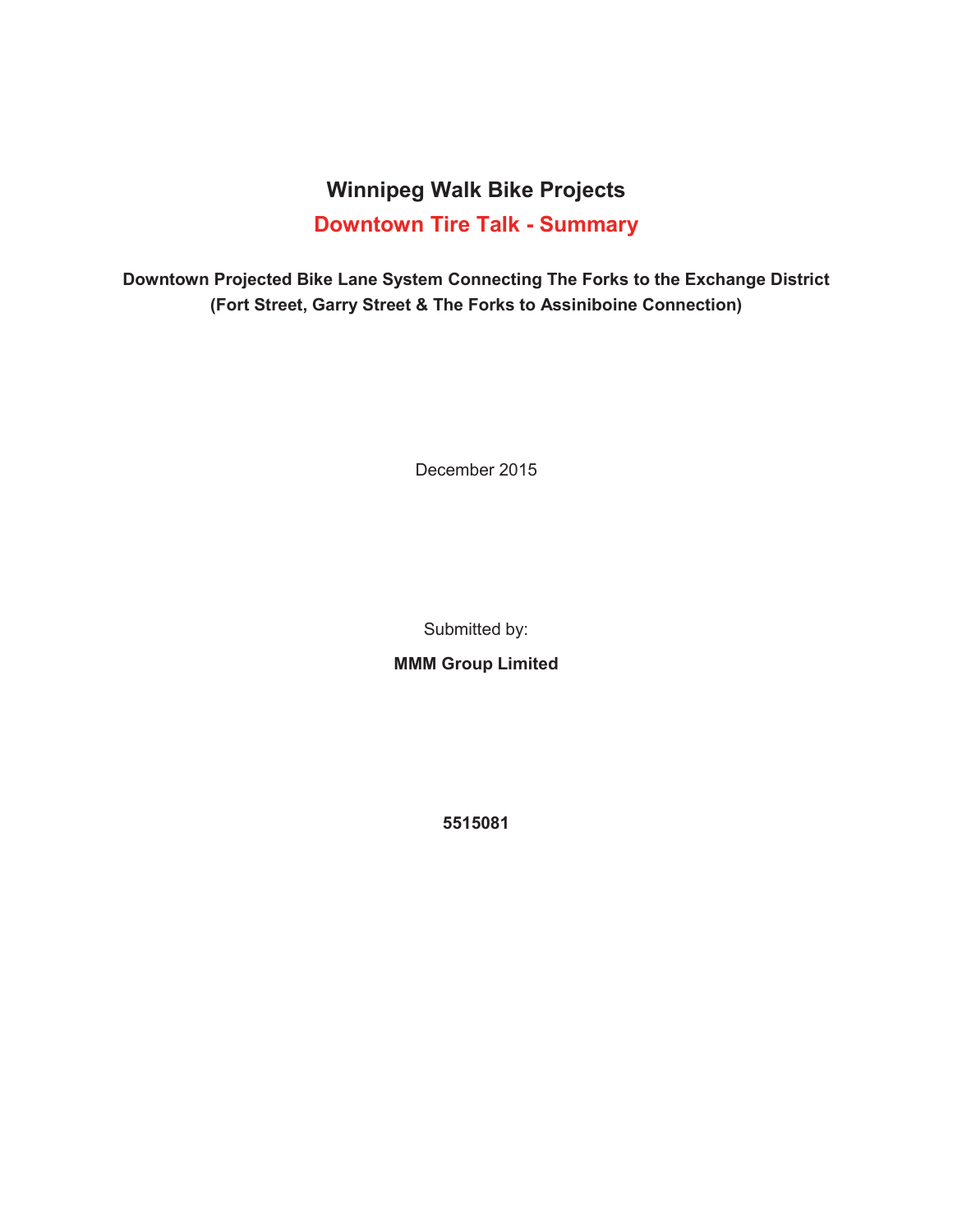# Winnipeg Walk Bike Projects

## Downtown Tire Talk - Summary

**Downtown Projected Bike Lane System Connecting The Forks to the Exchange District (Fort Street, Garry Street & The Forks to Assiniboine Connection)**

December 2015

Submitted by:

**MMM Group Limited**

**5515081**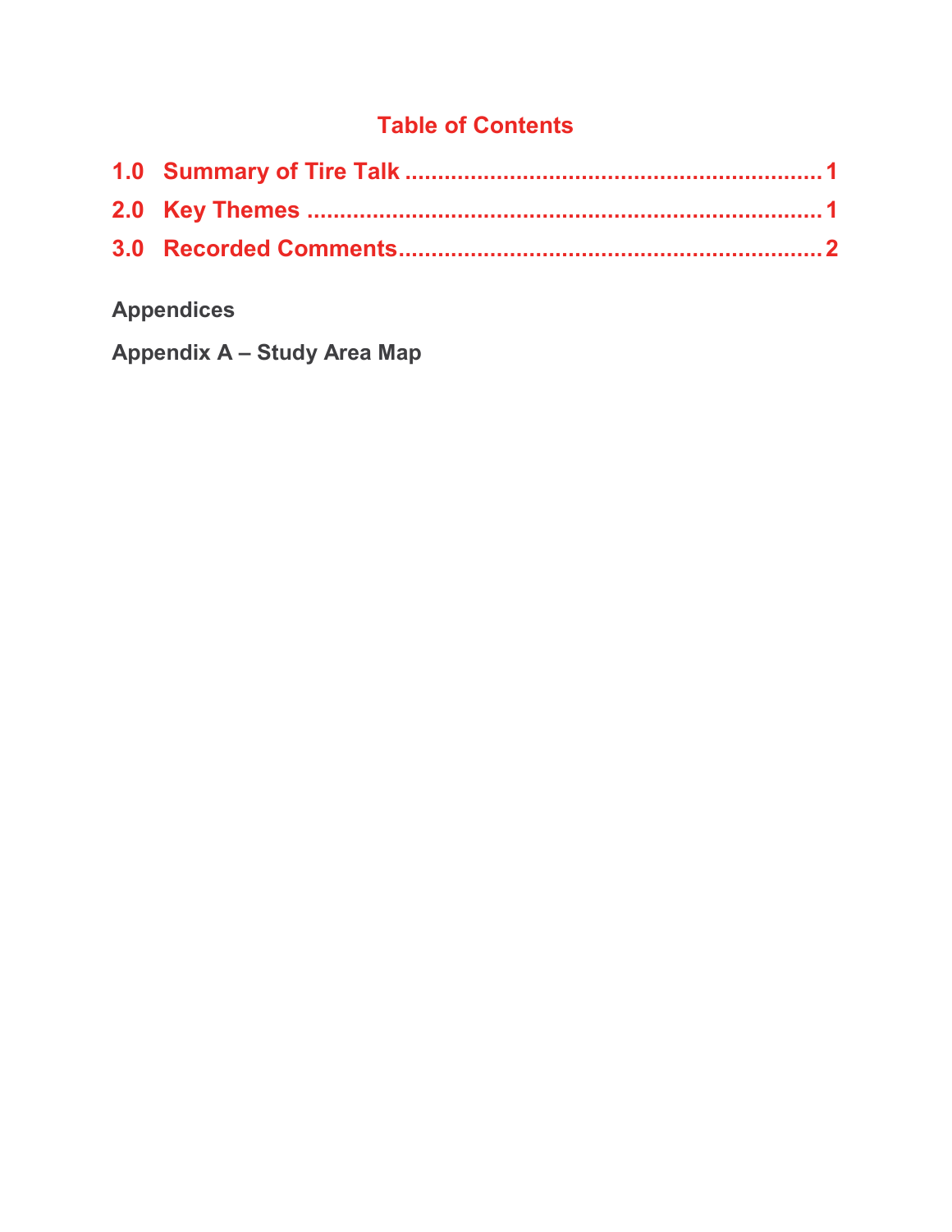# Table of Contents

1.0 Summary of Tire Talk ........................................................ 1

2.0 Key Themes ........................................................................ 1

3.0 Recorded Comments........................................................... 2

**Appendices**

**Appendix A – Study Area Map**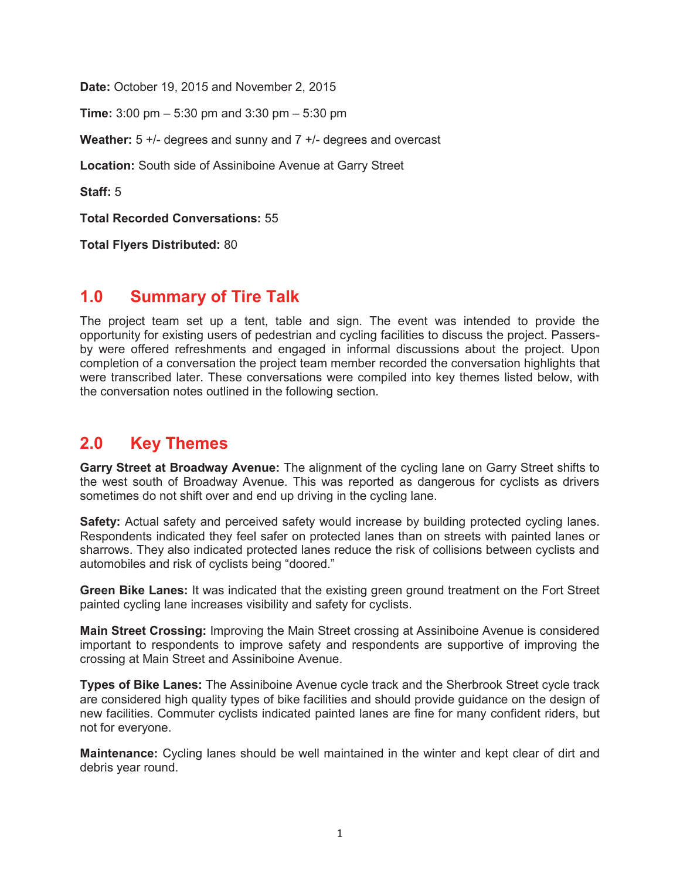**Date:** October 19, 2015 and November 2, 2015

**Time:** 3:00 pm – 5:30 pm and 3:30 pm – 5:30 pm

**Weather:** 5 +/- degrees and sunny and 7 +/- degrees and overcast

**Location:** South side of Assiniboine Avenue at Garry Street

**Staff:** 5

**Total Recorded Conversations:** 55

**Total Flyers Distributed:** 80

## 1.0 Summary of Tire Talk

The project team set up a tent, table and sign. The event was intended to provide the opportunity for existing users of pedestrian and cycling facilities to discuss the project. Passers-by were offered refreshments and engaged in informal discussions about the project. Upon completion of a conversation the project team member recorded the conversation highlights that were transcribed later. These conversations were compiled into key themes listed below, with the conversation notes outlined in the following section.

## 2.0 Key Themes

**Garry Street at Broadway Avenue:** The alignment of the cycling lane on Garry Street shifts to the west south of Broadway Avenue. This was reported as dangerous for cyclists as drivers sometimes do not shift over and end up driving in the cycling lane.

**Safety:** Actual safety and perceived safety would increase by building protected cycling lanes. Respondents indicated they feel safer on protected lanes than on streets with painted lanes or sharrows. They also indicated protected lanes reduce the risk of collisions between cyclists and automobiles and risk of cyclists being "doored."

**Green Bike Lanes:** It was indicated that the existing green ground treatment on the Fort Street painted cycling lane increases visibility and safety for cyclists.

**Main Street Crossing:** Improving the Main Street crossing at Assiniboine Avenue is considered important to respondents to improve safety and respondents are supportive of improving the crossing at Main Street and Assiniboine Avenue.

**Types of Bike Lanes:** The Assiniboine Avenue cycle track and the Sherbrook Street cycle track are considered high quality types of bike facilities and should provide guidance on the design of new facilities. Commuter cyclists indicated painted lanes are fine for many confident riders, but not for everyone.

**Maintenance:** Cycling lanes should be well maintained in the winter and kept clear of dirt and debris year round.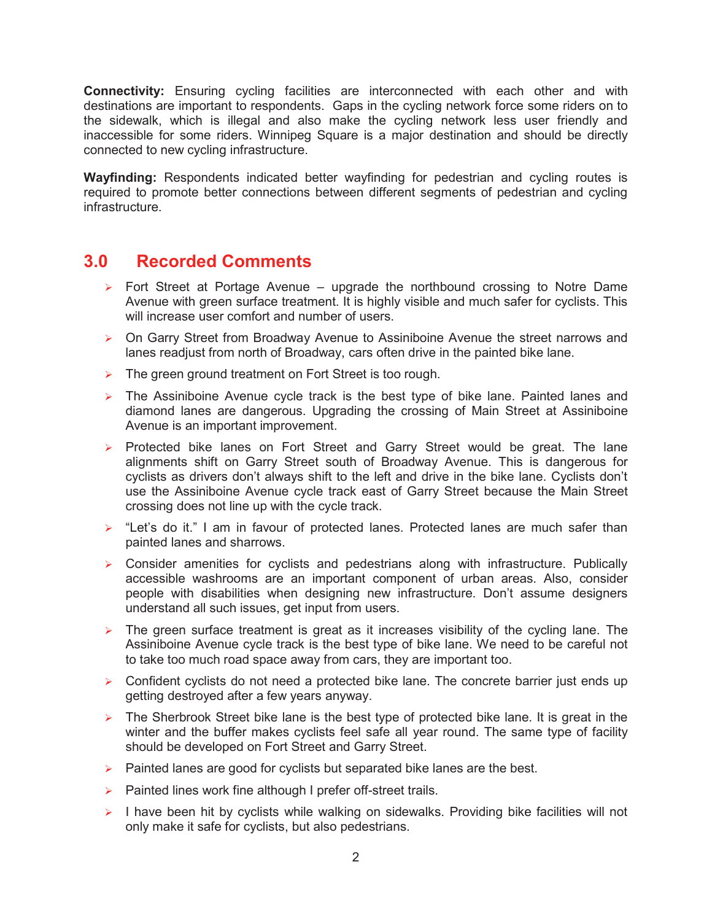**Connectivity:** Ensuring cycling facilities are interconnected with each other and with destinations are important to respondents. Gaps in the cycling network force some riders on to the sidewalk, which is illegal and also make the cycling network less user friendly and inaccessible for some riders. Winnipeg Square is a major destination and should be directly connected to new cycling infrastructure.

**Wayfinding:** Respondents indicated better wayfinding for pedestrian and cycling routes is required to promote better connections between different segments of pedestrian and cycling infrastructure.

## 3.0 Recorded Comments

- Fort Street at Portage Avenue – upgrade the northbound crossing to Notre Dame Avenue with green surface treatment. It is highly visible and much safer for cyclists. This will increase user comfort and number of users.
- On Garry Street from Broadway Avenue to Assiniboine Avenue the street narrows and lanes readjust from north of Broadway, cars often drive in the painted bike lane.
- The green ground treatment on Fort Street is too rough.
- The Assiniboine Avenue cycle track is the best type of bike lane. Painted lanes and diamond lanes are dangerous. Upgrading the crossing of Main Street at Assiniboine Avenue is an important improvement.
- Protected bike lanes on Fort Street and Garry Street would be great. The lane alignments shift on Garry Street south of Broadway Avenue. This is dangerous for cyclists as drivers don't always shift to the left and drive in the bike lane. Cyclists don't use the Assiniboine Avenue cycle track east of Garry Street because the Main Street crossing does not line up with the cycle track.
- "Let's do it." I am in favour of protected lanes. Protected lanes are much safer than painted lanes and sharrows.
- Consider amenities for cyclists and pedestrians along with infrastructure. Publically accessible washrooms are an important component of urban areas. Also, consider people with disabilities when designing new infrastructure. Don't assume designers understand all such issues, get input from users.
- The green surface treatment is great as it increases visibility of the cycling lane. The Assiniboine Avenue cycle track is the best type of bike lane. We need to be careful not to take too much road space away from cars, they are important too.
- Confident cyclists do not need a protected bike lane. The concrete barrier just ends up getting destroyed after a few years anyway.
- The Sherbrook Street bike lane is the best type of protected bike lane. It is great in the winter and the buffer makes cyclists feel safe all year round. The same type of facility should be developed on Fort Street and Garry Street.
- Painted lanes are good for cyclists but separated bike lanes are the best.
- Painted lines work fine although I prefer off-street trails.
- I have been hit by cyclists while walking on sidewalks. Providing bike facilities will not only make it safe for cyclists, but also pedestrians.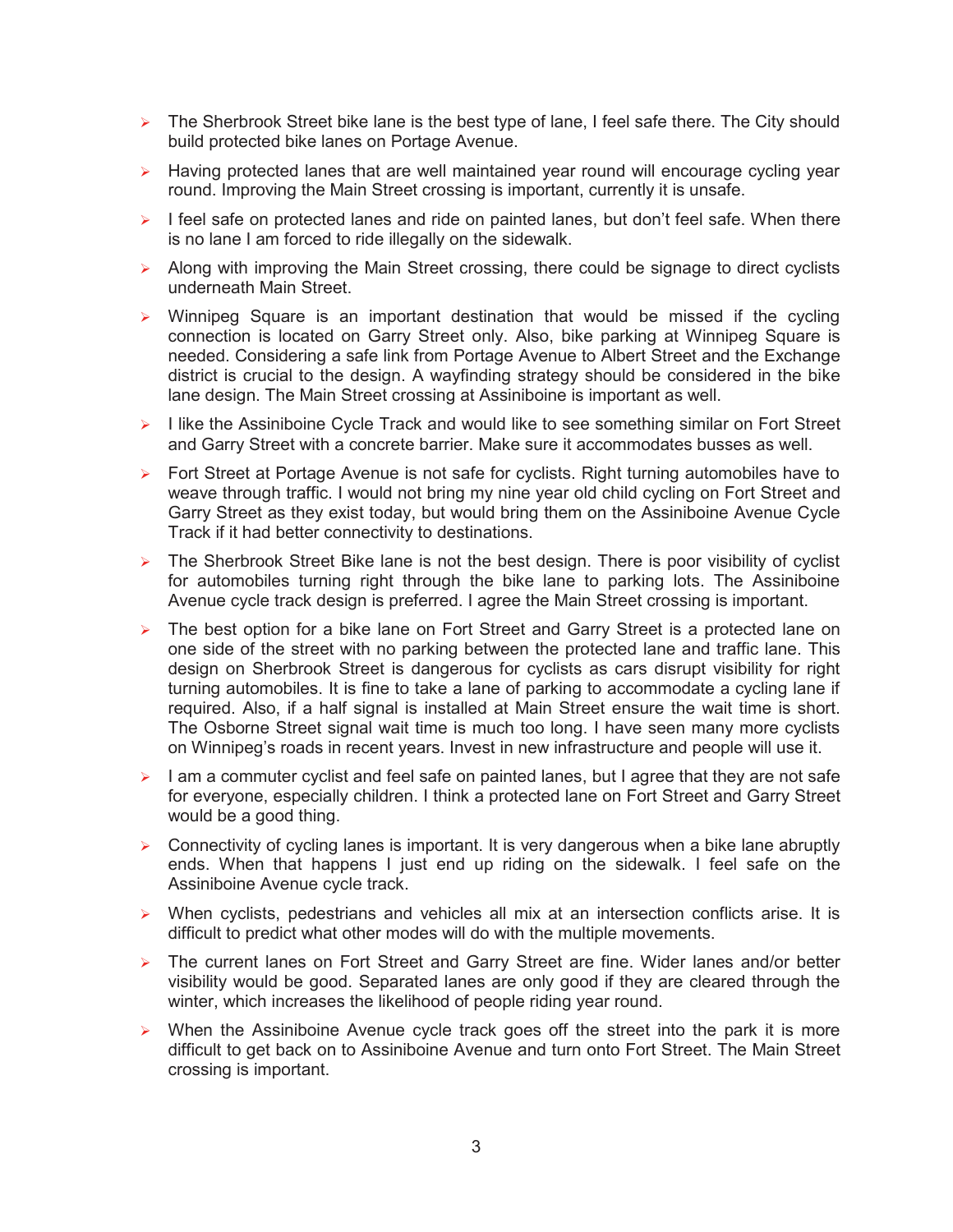- The Sherbrook Street bike lane is the best type of lane, I feel safe there. The City should build protected bike lanes on Portage Avenue.
- Having protected lanes that are well maintained year round will encourage cycling year round. Improving the Main Street crossing is important, currently it is unsafe.
- I feel safe on protected lanes and ride on painted lanes, but don't feel safe. When there is no lane I am forced to ride illegally on the sidewalk.
- Along with improving the Main Street crossing, there could be signage to direct cyclists underneath Main Street.
- Winnipeg Square is an important destination that would be missed if the cycling connection is located on Garry Street only. Also, bike parking at Winnipeg Square is needed. Considering a safe link from Portage Avenue to Albert Street and the Exchange district is crucial to the design. A wayfinding strategy should be considered in the bike lane design. The Main Street crossing at Assiniboine is important as well.
- I like the Assiniboine Cycle Track and would like to see something similar on Fort Street and Garry Street with a concrete barrier. Make sure it accommodates busses as well.
- Fort Street at Portage Avenue is not safe for cyclists. Right turning automobiles have to weave through traffic. I would not bring my nine year old child cycling on Fort Street and Garry Street as they exist today, but would bring them on the Assiniboine Avenue Cycle Track if it had better connectivity to destinations.
- The Sherbrook Street Bike lane is not the best design. There is poor visibility of cyclist for automobiles turning right through the bike lane to parking lots. The Assiniboine Avenue cycle track design is preferred. I agree the Main Street crossing is important.
- The best option for a bike lane on Fort Street and Garry Street is a protected lane on one side of the street with no parking between the protected lane and traffic lane. This design on Sherbrook Street is dangerous for cyclists as cars disrupt visibility for right turning automobiles. It is fine to take a lane of parking to accommodate a cycling lane if required. Also, if a half signal is installed at Main Street ensure the wait time is short. The Osborne Street signal wait time is much too long. I have seen many more cyclists on Winnipeg's roads in recent years. Invest in new infrastructure and people will use it.
- I am a commuter cyclist and feel safe on painted lanes, but I agree that they are not safe for everyone, especially children. I think a protected lane on Fort Street and Garry Street would be a good thing.
- Connectivity of cycling lanes is important. It is very dangerous when a bike lane abruptly ends. When that happens I just end up riding on the sidewalk. I feel safe on the Assiniboine Avenue cycle track.
- When cyclists, pedestrians and vehicles all mix at an intersection conflicts arise. It is difficult to predict what other modes will do with the multiple movements.
- The current lanes on Fort Street and Garry Street are fine. Wider lanes and/or better visibility would be good. Separated lanes are only good if they are cleared through the winter, which increases the likelihood of people riding year round.
- When the Assiniboine Avenue cycle track goes off the street into the park it is more difficult to get back on to Assiniboine Avenue and turn onto Fort Street. The Main Street crossing is important.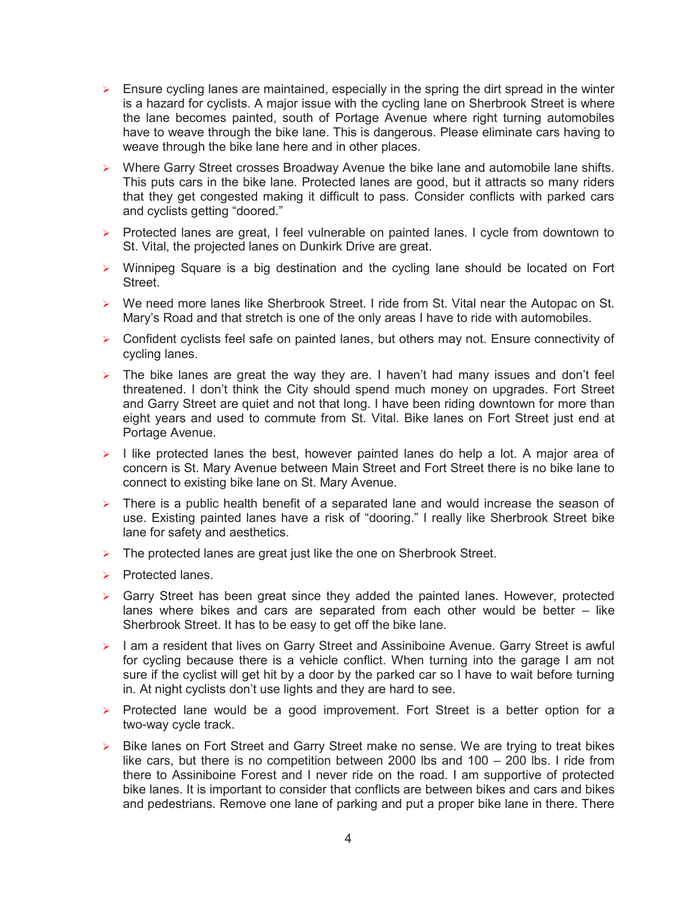- Ensure cycling lanes are maintained, especially in the spring the dirt spread in the winter is a hazard for cyclists. A major issue with the cycling lane on Sherbrook Street is where the lane becomes painted, south of Portage Avenue where right turning automobiles have to weave through the bike lane. This is dangerous. Please eliminate cars having to weave through the bike lane here and in other places.
- Where Garry Street crosses Broadway Avenue the bike lane and automobile lane shifts. This puts cars in the bike lane. Protected lanes are good, but it attracts so many riders that they get congested making it difficult to pass. Consider conflicts with parked cars and cyclists getting "doored."
- Protected lanes are great, I feel vulnerable on painted lanes. I cycle from downtown to St. Vital, the projected lanes on Dunkirk Drive are great.
- Winnipeg Square is a big destination and the cycling lane should be located on Fort Street.
- We need more lanes like Sherbrook Street. I ride from St. Vital near the Autopac on St. Mary's Road and that stretch is one of the only areas I have to ride with automobiles.
- Confident cyclists feel safe on painted lanes, but others may not. Ensure connectivity of cycling lanes.
- The bike lanes are great the way they are. I haven't had many issues and don't feel threatened. I don't think the City should spend much money on upgrades. Fort Street and Garry Street are quiet and not that long. I have been riding downtown for more than eight years and used to commute from St. Vital. Bike lanes on Fort Street just end at Portage Avenue.
- I like protected lanes the best, however painted lanes do help a lot. A major area of concern is St. Mary Avenue between Main Street and Fort Street there is no bike lane to connect to existing bike lane on St. Mary Avenue.
- There is a public health benefit of a separated lane and would increase the season of use. Existing painted lanes have a risk of "dooring." I really like Sherbrook Street bike lane for safety and aesthetics.
- The protected lanes are great just like the one on Sherbrook Street.
- Protected lanes.
- Garry Street has been great since they added the painted lanes. However, protected lanes where bikes and cars are separated from each other would be better – like Sherbrook Street. It has to be easy to get off the bike lane.
- I am a resident that lives on Garry Street and Assiniboine Avenue. Garry Street is awful for cycling because there is a vehicle conflict. When turning into the garage I am not sure if the cyclist will get hit by a door by the parked car so I have to wait before turning in. At night cyclists don't use lights and they are hard to see.
- Protected lane would be a good improvement. Fort Street is a better option for a two-way cycle track.
- Bike lanes on Fort Street and Garry Street make no sense. We are trying to treat bikes like cars, but there is no competition between 2000 lbs and 100 – 200 lbs. I ride from there to Assiniboine Forest and I never ride on the road. I am supportive of protected bike lanes. It is important to consider that conflicts are between bikes and cars and bikes and pedestrians. Remove one lane of parking and put a proper bike lane in there. There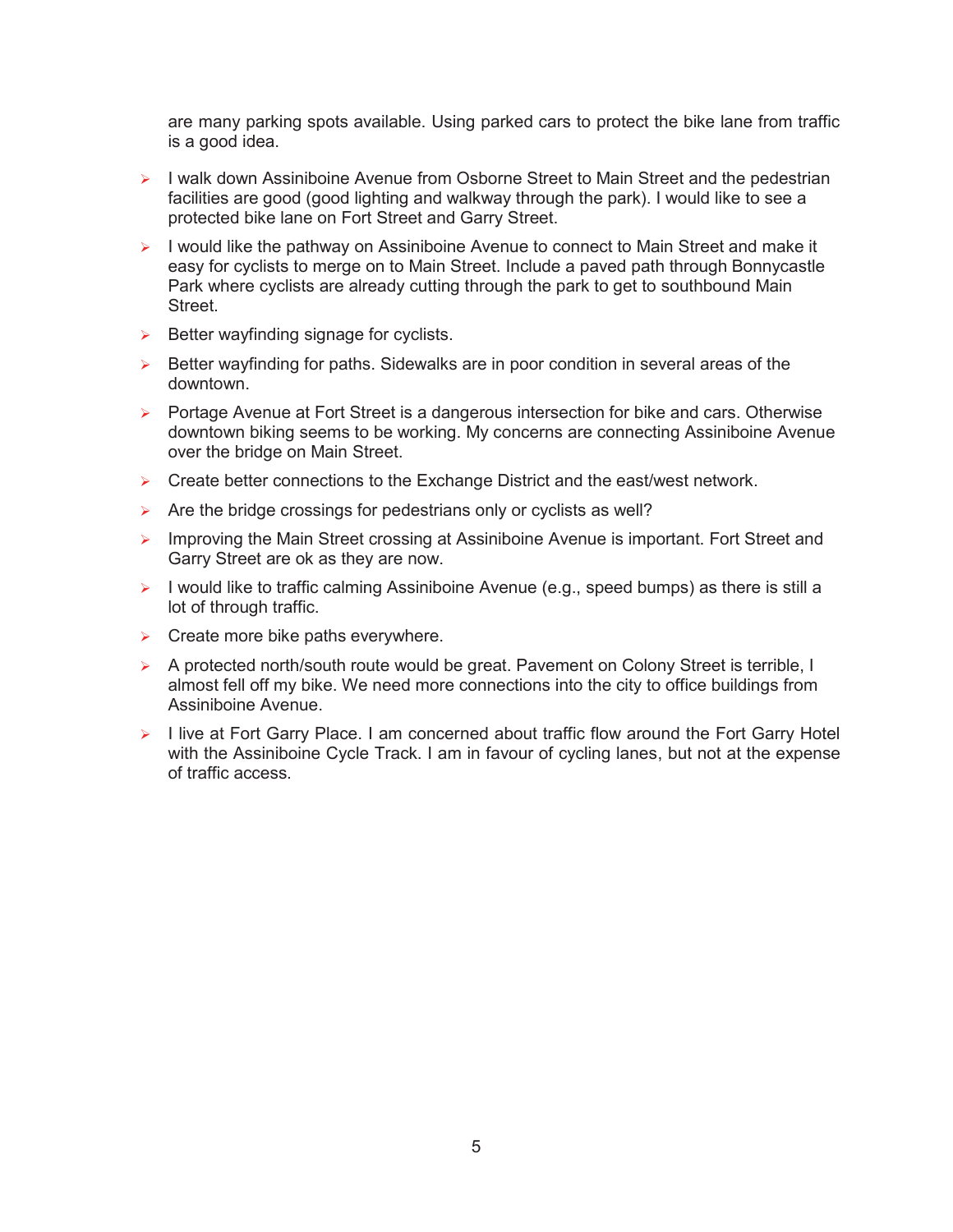are many parking spots available. Using parked cars to protect the bike lane from traffic is a good idea.

- I walk down Assiniboine Avenue from Osborne Street to Main Street and the pedestrian facilities are good (good lighting and walkway through the park). I would like to see a protected bike lane on Fort Street and Garry Street.
- I would like the pathway on Assiniboine Avenue to connect to Main Street and make it easy for cyclists to merge on to Main Street. Include a paved path through Bonnycastle Park where cyclists are already cutting through the park to get to southbound Main Street.
- Better wayfinding signage for cyclists.
- Better wayfinding for paths. Sidewalks are in poor condition in several areas of the downtown.
- Portage Avenue at Fort Street is a dangerous intersection for bike and cars. Otherwise downtown biking seems to be working. My concerns are connecting Assiniboine Avenue over the bridge on Main Street.
- Create better connections to the Exchange District and the east/west network.
- Are the bridge crossings for pedestrians only or cyclists as well?
- Improving the Main Street crossing at Assiniboine Avenue is important. Fort Street and Garry Street are ok as they are now.
- I would like to traffic calming Assiniboine Avenue (e.g., speed bumps) as there is still a lot of through traffic.
- Create more bike paths everywhere.
- A protected north/south route would be great. Pavement on Colony Street is terrible, I almost fell off my bike. We need more connections into the city to office buildings from Assiniboine Avenue.
- I live at Fort Garry Place. I am concerned about traffic flow around the Fort Garry Hotel with the Assiniboine Cycle Track. I am in favour of cycling lanes, but not at the expense of traffic access.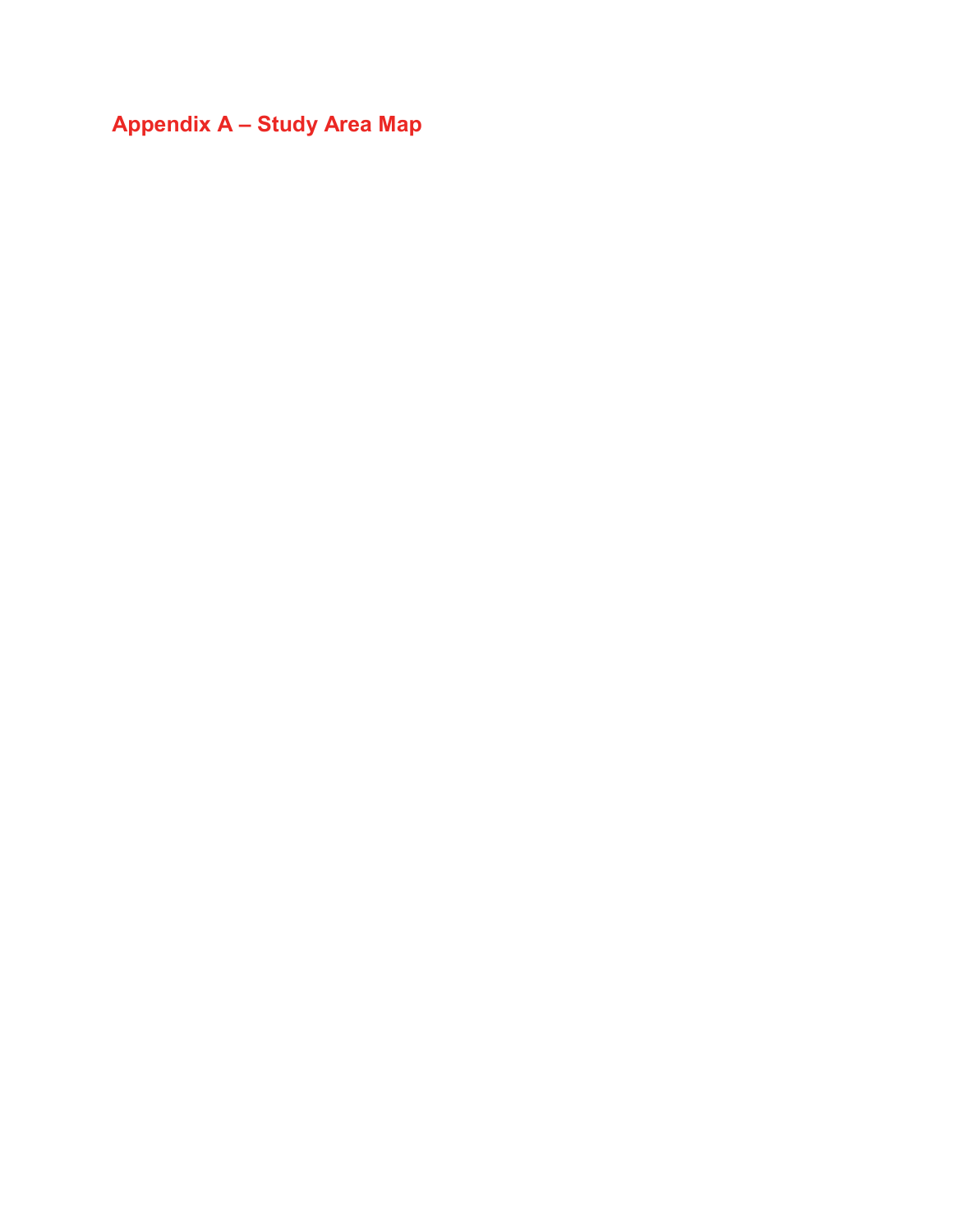## Appendix A – Study Area Map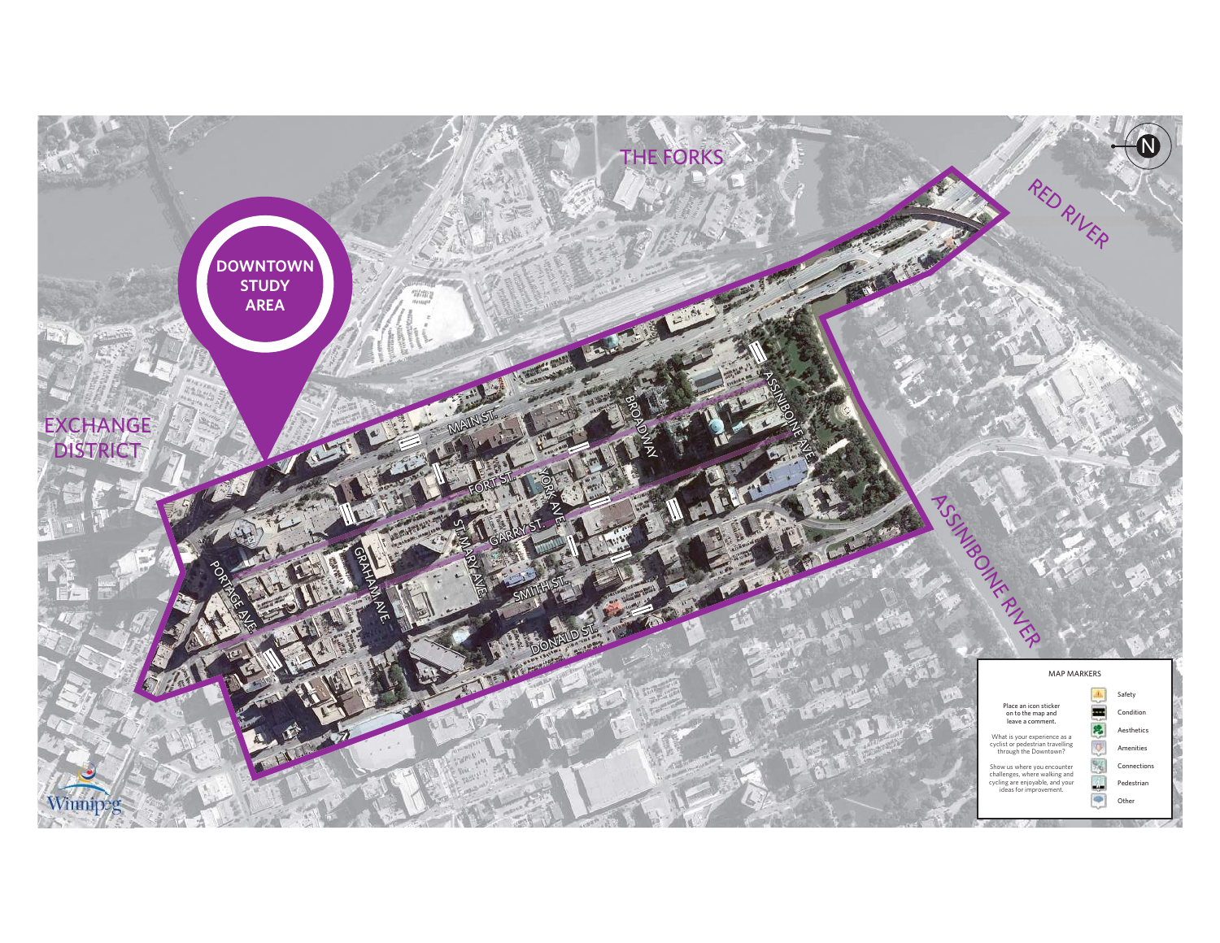DOWNTOWN STUDY AREA

THE FORKS

RED RIVER

EXCHANGE DISTRICT

ASSINIBOINE RIVER

MAIN ST.

FORT ST.

BROADWAY

ASSINIBOINE AVE.

YORK AVE.

GARRY ST.

ST. MARY AVE.

SMITH ST.

GRAHAM AVE.

PORTAGE AVE.

DONALD ST.

N

MAP MARKERS

Place an icon sticker on to the map and leave a comment.

What is your experience as a cyclist or pedestrian travelling through the Downtown?

Show us where you encounter challenges, where walking and cycling are enjoyable, and your ideas for improvement.

- Safety
- Condition
- Aesthetics
- Amenities
- Connections
- Pedestrian
- Other

Winnipeg